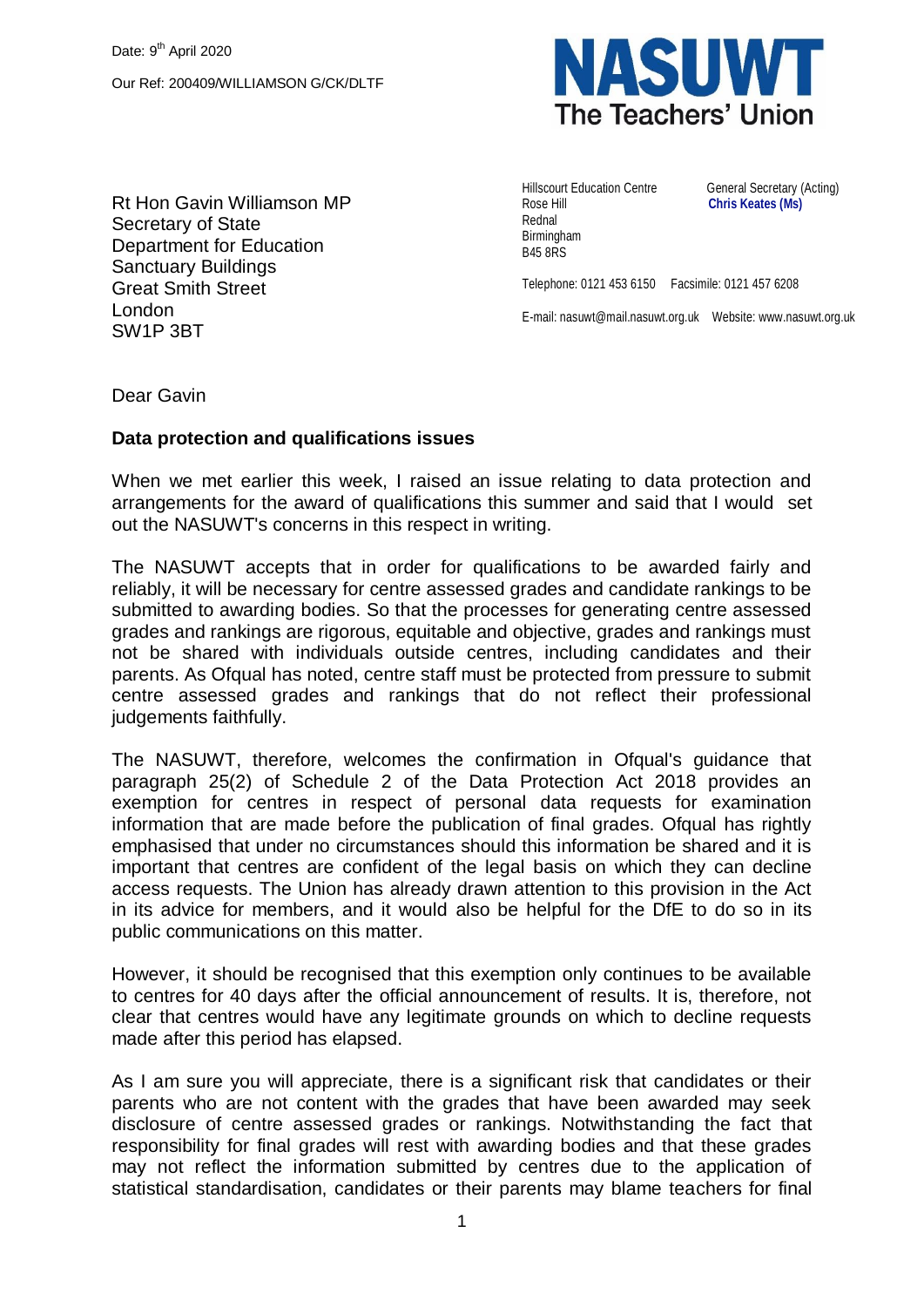Date: 9th April 2020

Our Ref: 200409/WILLIAMSON G/CK/DLTF

**NASUWT**
**The Teachers' Union**

Hillscourt Education Centre
Rose Hill
Rednal
Birmingham
B45 8RS

General Secretary (Acting)
**Chris Keates (Ms)**

Telephone: 0121 453 6150 Facsimile: 0121 457 6208

E-mail: nasuwt@mail.nasuwt.org.uk Website: www.nasuwt.org.uk

Rt Hon Gavin Williamson MP
Secretary of State
Department for Education
Sanctuary Buildings
Great Smith Street
London
SW1P 3BT

Dear Gavin

**Data protection and qualifications issues**

When we met earlier this week, I raised an issue relating to data protection and arrangements for the award of qualifications this summer and said that I would set out the NASUWT's concerns in this respect in writing.

The NASUWT accepts that in order for qualifications to be awarded fairly and reliably, it will be necessary for centre assessed grades and candidate rankings to be submitted to awarding bodies. So that the processes for generating centre assessed grades and rankings are rigorous, equitable and objective, grades and rankings must not be shared with individuals outside centres, including candidates and their parents. As Ofqual has noted, centre staff must be protected from pressure to submit centre assessed grades and rankings that do not reflect their professional judgements faithfully.

The NASUWT, therefore, welcomes the confirmation in Ofqual's guidance that paragraph 25(2) of Schedule 2 of the Data Protection Act 2018 provides an exemption for centres in respect of personal data requests for examination information that are made before the publication of final grades. Ofqual has rightly emphasised that under no circumstances should this information be shared and it is important that centres are confident of the legal basis on which they can decline access requests. The Union has already drawn attention to this provision in the Act in its advice for members, and it would also be helpful for the DfE to do so in its public communications on this matter.

However, it should be recognised that this exemption only continues to be available to centres for 40 days after the official announcement of results. It is, therefore, not clear that centres would have any legitimate grounds on which to decline requests made after this period has elapsed.

As I am sure you will appreciate, there is a significant risk that candidates or their parents who are not content with the grades that have been awarded may seek disclosure of centre assessed grades or rankings. Notwithstanding the fact that responsibility for final grades will rest with awarding bodies and that these grades may not reflect the information submitted by centres due to the application of statistical standardisation, candidates or their parents may blame teachers for final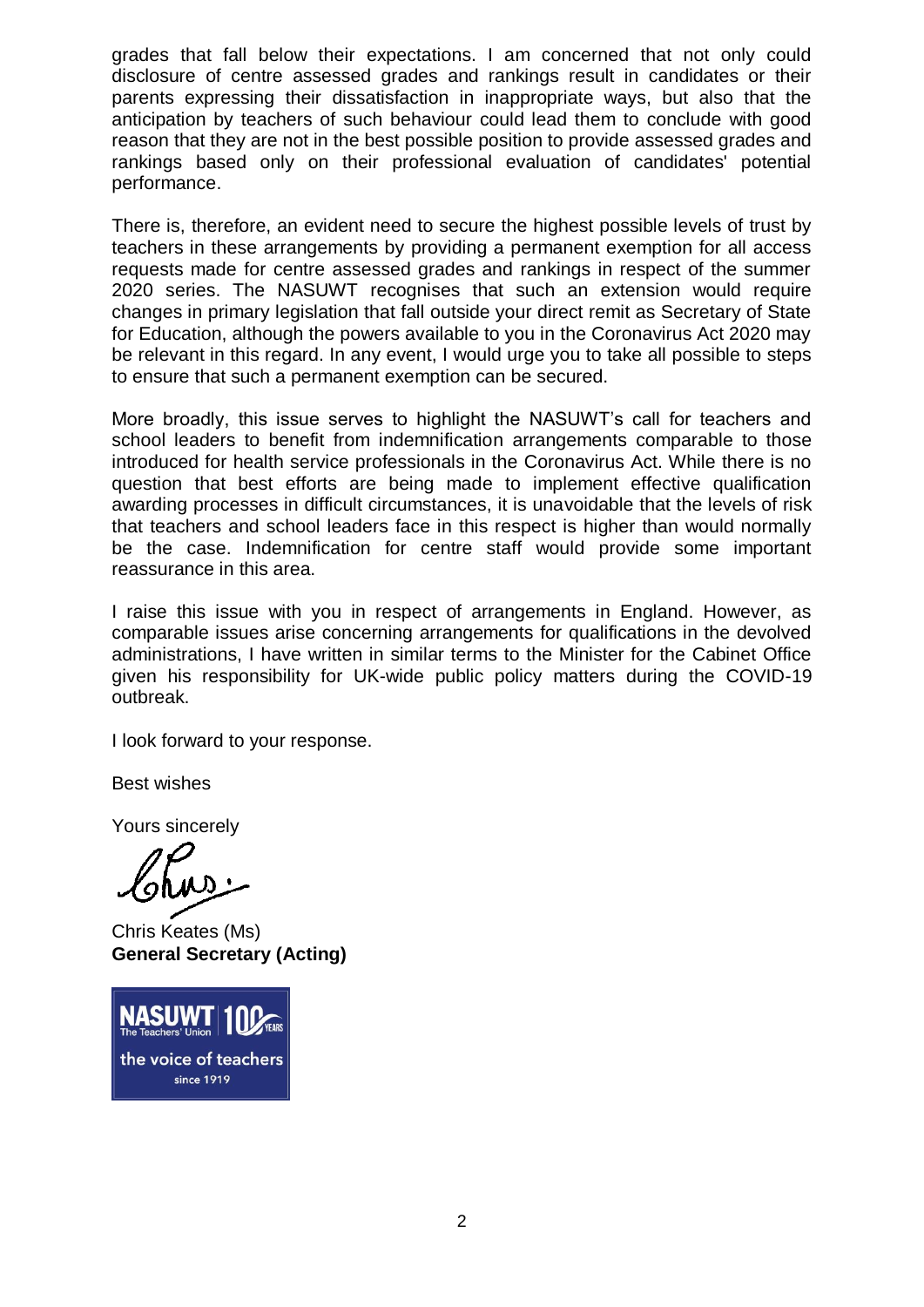grades that fall below their expectations. I am concerned that not only could disclosure of centre assessed grades and rankings result in candidates or their parents expressing their dissatisfaction in inappropriate ways, but also that the anticipation by teachers of such behaviour could lead them to conclude with good reason that they are not in the best possible position to provide assessed grades and rankings based only on their professional evaluation of candidates' potential performance.

There is, therefore, an evident need to secure the highest possible levels of trust by teachers in these arrangements by providing a permanent exemption for all access requests made for centre assessed grades and rankings in respect of the summer 2020 series. The NASUWT recognises that such an extension would require changes in primary legislation that fall outside your direct remit as Secretary of State for Education, although the powers available to you in the Coronavirus Act 2020 may be relevant in this regard. In any event, I would urge you to take all possible to steps to ensure that such a permanent exemption can be secured.

More broadly, this issue serves to highlight the NASUWT's call for teachers and school leaders to benefit from indemnification arrangements comparable to those introduced for health service professionals in the Coronavirus Act. While there is no question that best efforts are being made to implement effective qualification awarding processes in difficult circumstances, it is unavoidable that the levels of risk that teachers and school leaders face in this respect is higher than would normally be the case. Indemnification for centre staff would provide some important reassurance in this area.

I raise this issue with you in respect of arrangements in England. However, as comparable issues arise concerning arrangements for qualifications in the devolved administrations, I have written in similar terms to the Minister for the Cabinet Office given his responsibility for UK-wide public policy matters during the COVID-19 outbreak.

I look forward to your response.

Best wishes

Yours sincerely

Chris Keates (Ms)
**General Secretary (Acting)**

NASUWT The Teachers' Union | 100 YEARS
the voice of teachers since 1919